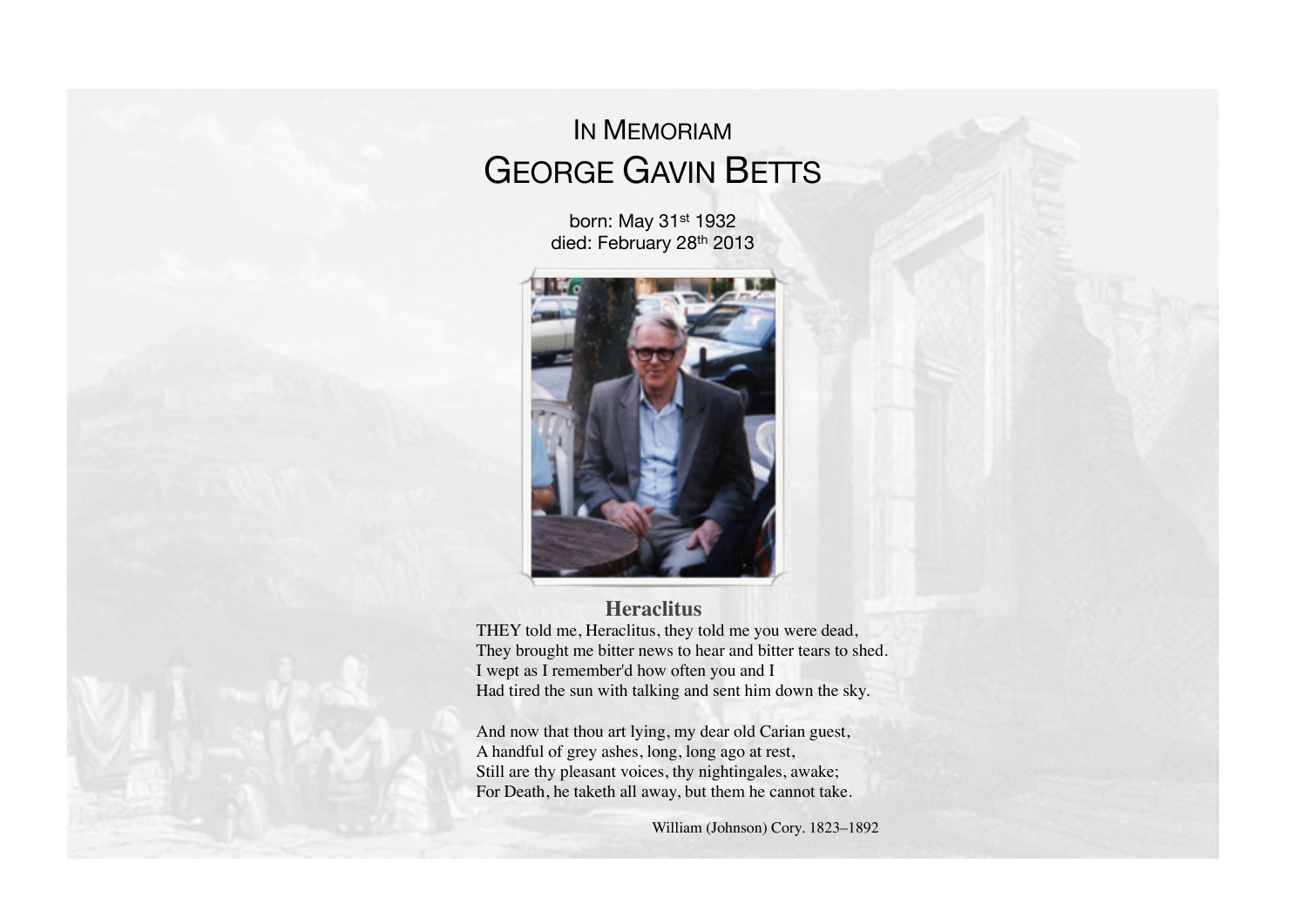# In Memoriam

# George Gavin Betts

born: May 31st 1932
died: February 28th 2013

## Heraclitus

THEY told me, Heraclitus, they told me you were dead,
They brought me bitter news to hear and bitter tears to shed.
I wept as I remember'd how often you and I
Had tired the sun with talking and sent him down the sky.

And now that thou art lying, my dear old Carian guest,
A handful of grey ashes, long, long ago at rest,
Still are thy pleasant voices, thy nightingales, awake;
For Death, he taketh all away, but them he cannot take.

William (Johnson) Cory. 1823–1892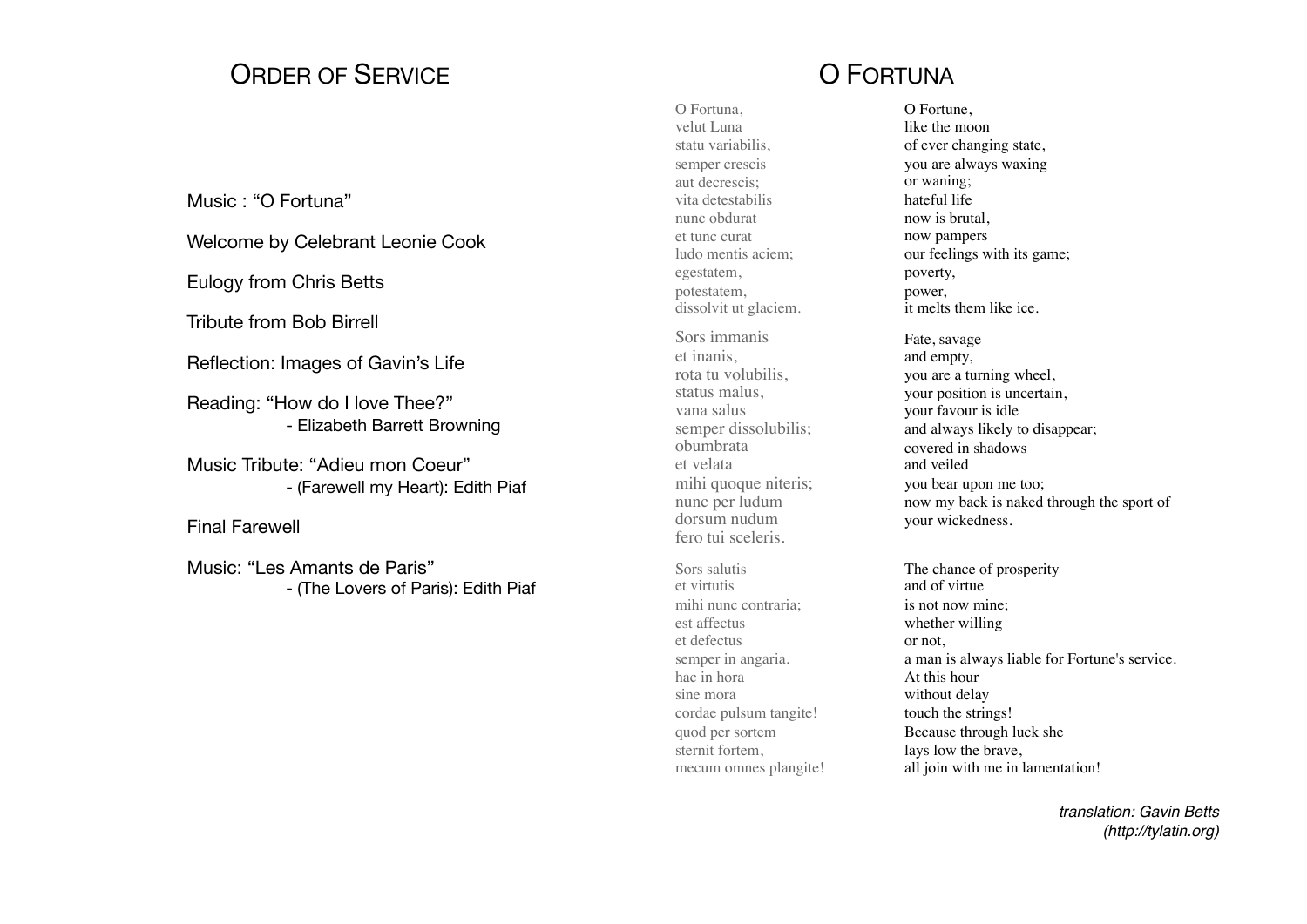# Order of Service

Music : “O Fortuna”

Welcome by Celebrant Leonie Cook

Eulogy from Chris Betts

Tribute from Bob Birrell

Reflection: Images of Gavin’s Life

Reading: “How do I love Thee?”
- Elizabeth Barrett Browning

Music Tribute: “Adieu mon Coeur”
- (Farewell my Heart): Edith Piaf

Final Farewell

Music: “Les Amants de Paris”
- (The Lovers of Paris): Edith Piaf

# O Fortuna

| | |
|---|---|
| O Fortuna, | O Fortune, |
| velut Luna | like the moon |
| statu variabilis, | of ever changing state, |
| semper crescis | you are always waxing |
| aut decrescis; | or waning; |
| vita detestabilis | hateful life |
| nunc obdurat | now is brutal, |
| et tunc curat | now pampers |
| ludo mentis aciem; | our feelings with its game; |
| egestatem, | poverty, |
| potestatem, | power, |
| dissolvit ut glaciem. | it melts them like ice. |
| | |
| Sors immanis | Fate, savage |
| et inanis, | and empty, |
| rota tu volubilis, | you are a turning wheel, |
| status malus, | your position is uncertain, |
| vana salus | your favour is idle |
| semper dissolubilis; | and always likely to disappear; |
| obumbrata | covered in shadows |
| et velata | and veiled |
| mihi quoque niteris; | you bear upon me too; |
| nunc per ludum | now my back is naked through the sport of |
| dorsum nudum | your wickedness. |
| fero tui sceleris. | |
| | |
| Sors salutis | The chance of prosperity |
| et virtutis | and of virtue |
| mihi nunc contraria; | is not now mine; |
| est affectus | whether willing |
| et defectus | or not, |
| semper in angaria. | a man is always liable for Fortune's service. |
| hac in hora | At this hour |
| sine mora | without delay |
| cordae pulsum tangite! | touch the strings! |
| quod per sortem | Because through luck she |
| sternit fortem, | lays low the brave, |
| mecum omnes plangite! | all join with me in lamentation! |

*translation: Gavin Betts (http://tylatin.org)*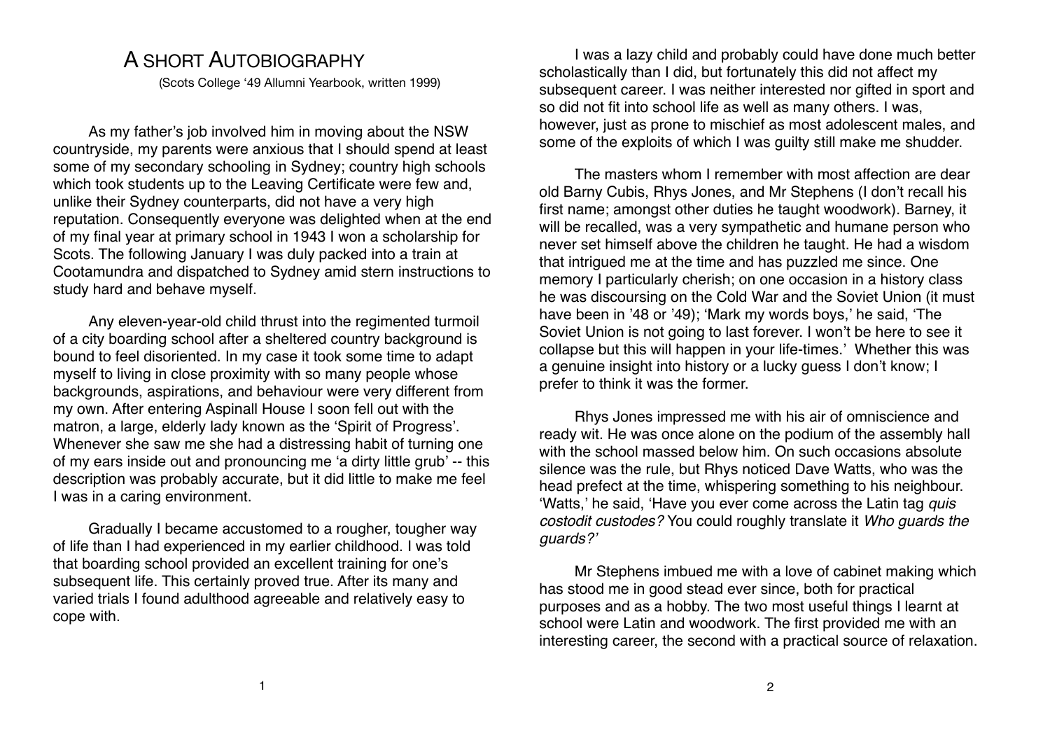# A Short Autobiography

(Scots College '49 Allumni Yearbook, written 1999)

As my father's job involved him in moving about the NSW countryside, my parents were anxious that I should spend at least some of my secondary schooling in Sydney; country high schools which took students up to the Leaving Certificate were few and, unlike their Sydney counterparts, did not have a very high reputation. Consequently everyone was delighted when at the end of my final year at primary school in 1943 I won a scholarship for Scots. The following January I was duly packed into a train at Cootamundra and dispatched to Sydney amid stern instructions to study hard and behave myself.

Any eleven-year-old child thrust into the regimented turmoil of a city boarding school after a sheltered country background is bound to feel disoriented. In my case it took some time to adapt myself to living in close proximity with so many people whose backgrounds, aspirations, and behaviour were very different from my own. After entering Aspinall House I soon fell out with the matron, a large, elderly lady known as the 'Spirit of Progress'. Whenever she saw me she had a distressing habit of turning one of my ears inside out and pronouncing me 'a dirty little grub' -- this description was probably accurate, but it did little to make me feel I was in a caring environment.

Gradually I became accustomed to a rougher, tougher way of life than I had experienced in my earlier childhood. I was told that boarding school provided an excellent training for one's subsequent life. This certainly proved true. After its many and varied trials I found adulthood agreeable and relatively easy to cope with.

I was a lazy child and probably could have done much better scholastically than I did, but fortunately this did not affect my subsequent career. I was neither interested nor gifted in sport and so did not fit into school life as well as many others. I was, however, just as prone to mischief as most adolescent males, and some of the exploits of which I was guilty still make me shudder.

The masters whom I remember with most affection are dear old Barny Cubis, Rhys Jones, and Mr Stephens (I don't recall his first name; amongst other duties he taught woodwork). Barney, it will be recalled, was a very sympathetic and humane person who never set himself above the children he taught. He had a wisdom that intrigued me at the time and has puzzled me since. One memory I particularly cherish; on one occasion in a history class he was discoursing on the Cold War and the Soviet Union (it must have been in '48 or '49); 'Mark my words boys,' he said, 'The Soviet Union is not going to last forever. I won't be here to see it collapse but this will happen in your life-times.' Whether this was a genuine insight into history or a lucky guess I don't know; I prefer to think it was the former.

Rhys Jones impressed me with his air of omniscience and ready wit. He was once alone on the podium of the assembly hall with the school massed below him. On such occasions absolute silence was the rule, but Rhys noticed Dave Watts, who was the head prefect at the time, whispering something to his neighbour. 'Watts,' he said, 'Have you ever come across the Latin tag *quis costodit custodes?* You could roughly translate it *Who guards the guards?'*

Mr Stephens imbued me with a love of cabinet making which has stood me in good stead ever since, both for practical purposes and as a hobby. The two most useful things I learnt at school were Latin and woodwork. The first provided me with an interesting career, the second with a practical source of relaxation.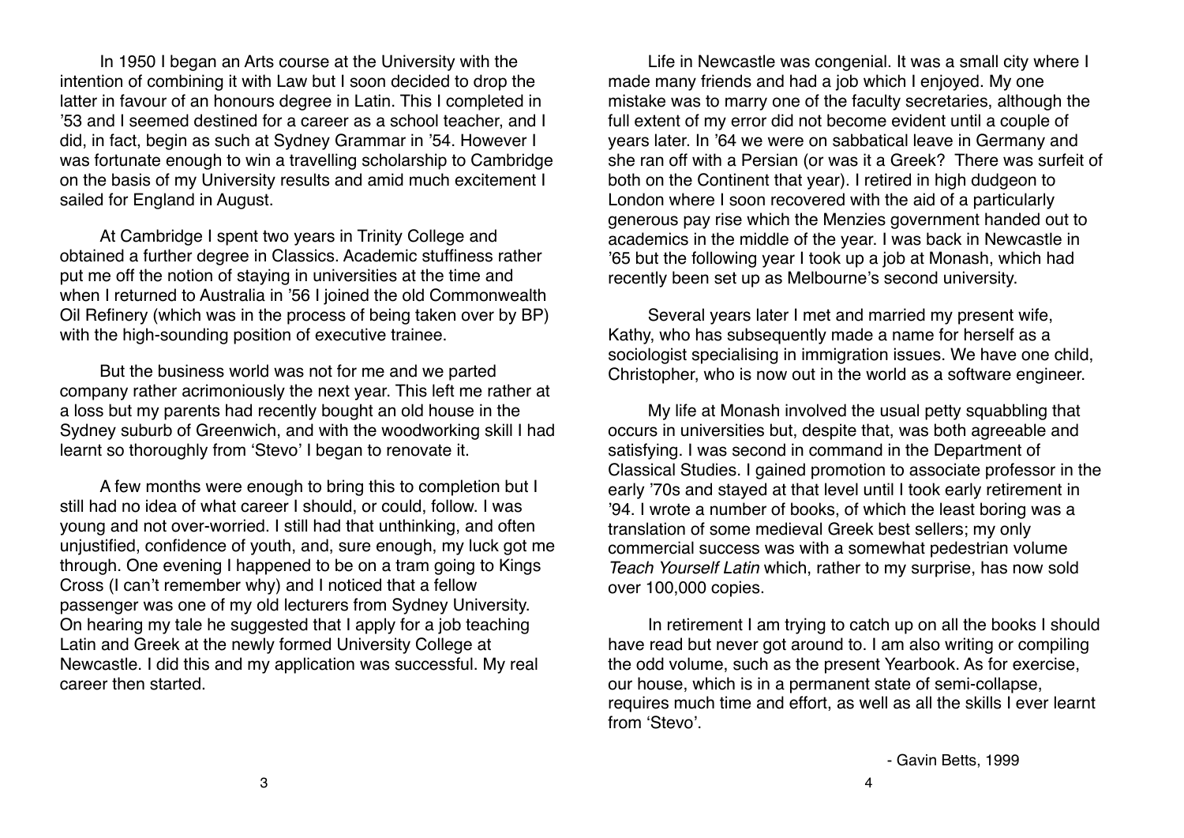In 1950 I began an Arts course at the University with the intention of combining it with Law but I soon decided to drop the latter in favour of an honours degree in Latin. This I completed in '53 and I seemed destined for a career as a school teacher, and I did, in fact, begin as such at Sydney Grammar in '54. However I was fortunate enough to win a travelling scholarship to Cambridge on the basis of my University results and amid much excitement I sailed for England in August.

At Cambridge I spent two years in Trinity College and obtained a further degree in Classics. Academic stuffiness rather put me off the notion of staying in universities at the time and when I returned to Australia in '56 I joined the old Commonwealth Oil Refinery (which was in the process of being taken over by BP) with the high-sounding position of executive trainee.

But the business world was not for me and we parted company rather acrimoniously the next year. This left me rather at a loss but my parents had recently bought an old house in the Sydney suburb of Greenwich, and with the woodworking skill I had learnt so thoroughly from 'Stevo' I began to renovate it.

A few months were enough to bring this to completion but I still had no idea of what career I should, or could, follow. I was young and not over-worried. I still had that unthinking, and often unjustified, confidence of youth, and, sure enough, my luck got me through. One evening I happened to be on a tram going to Kings Cross (I can't remember why) and I noticed that a fellow passenger was one of my old lecturers from Sydney University. On hearing my tale he suggested that I apply for a job teaching Latin and Greek at the newly formed University College at Newcastle. I did this and my application was successful. My real career then started.

Life in Newcastle was congenial. It was a small city where I made many friends and had a job which I enjoyed. My one mistake was to marry one of the faculty secretaries, although the full extent of my error did not become evident until a couple of years later. In '64 we were on sabbatical leave in Germany and she ran off with a Persian (or was it a Greek? There was surfeit of both on the Continent that year). I retired in high dudgeon to London where I soon recovered with the aid of a particularly generous pay rise which the Menzies government handed out to academics in the middle of the year. I was back in Newcastle in '65 but the following year I took up a job at Monash, which had recently been set up as Melbourne's second university.

Several years later I met and married my present wife, Kathy, who has subsequently made a name for herself as a sociologist specialising in immigration issues. We have one child, Christopher, who is now out in the world as a software engineer.

My life at Monash involved the usual petty squabbling that occurs in universities but, despite that, was both agreeable and satisfying. I was second in command in the Department of Classical Studies. I gained promotion to associate professor in the early '70s and stayed at that level until I took early retirement in '94. I wrote a number of books, of which the least boring was a translation of some medieval Greek best sellers; my only commercial success was with a somewhat pedestrian volume *Teach Yourself Latin* which, rather to my surprise, has now sold over 100,000 copies.

In retirement I am trying to catch up on all the books I should have read but never got around to. I am also writing or compiling the odd volume, such as the present Yearbook. As for exercise, our house, which is in a permanent state of semi-collapse, requires much time and effort, as well as all the skills I ever learnt from 'Stevo'.

- Gavin Betts, 1999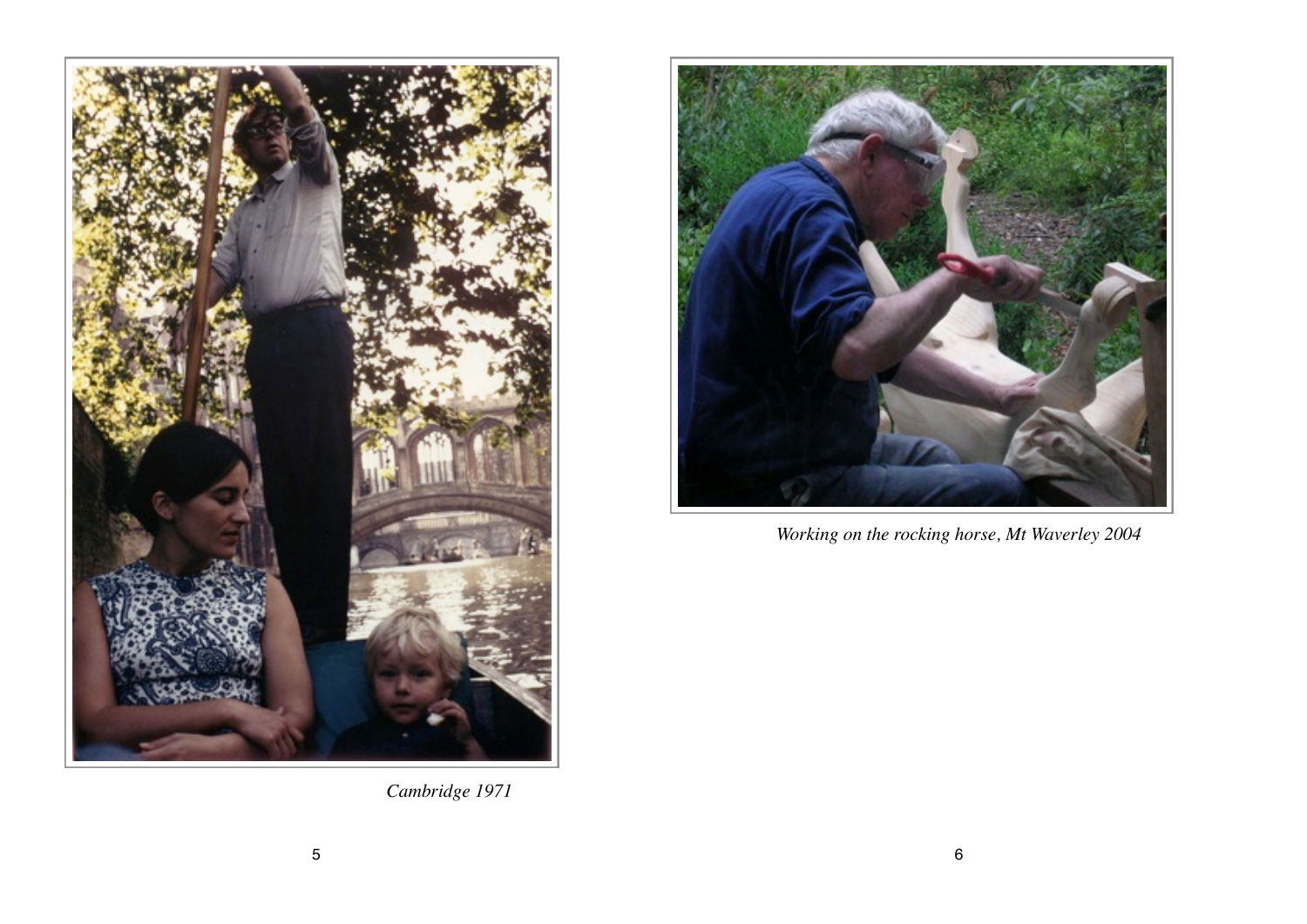*Cambridge 1971*

*Working on the rocking horse, Mt Waverley 2004*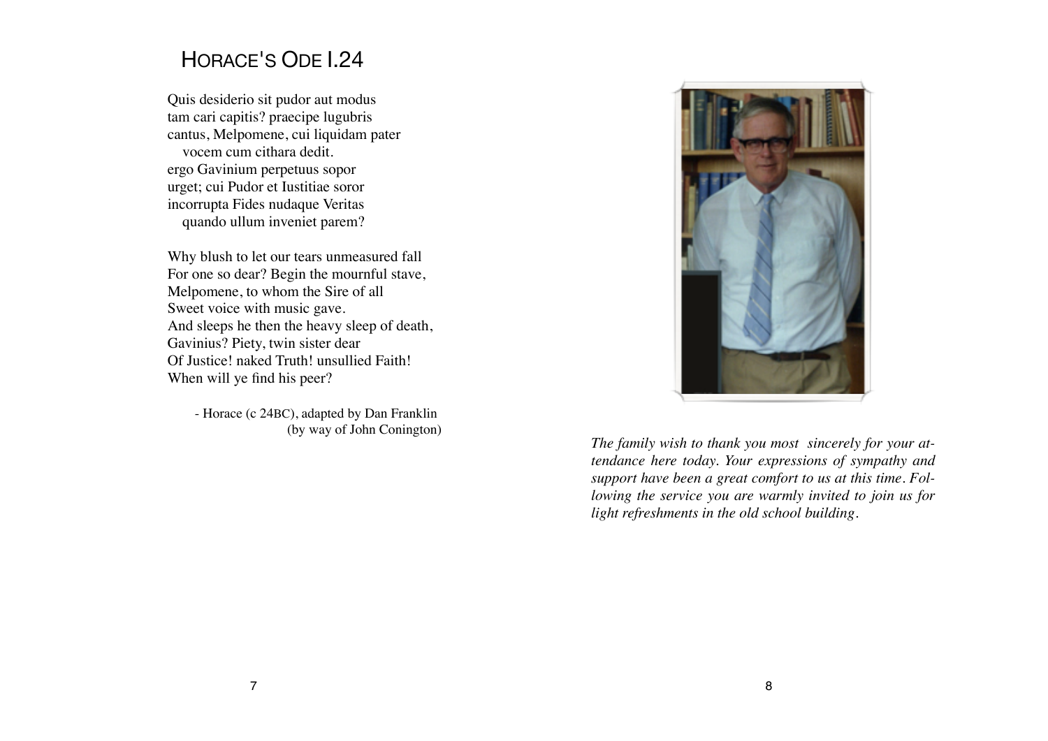## Horace's Ode I.24

Quis desiderio sit pudor aut modus
tam cari capitis? praecipe lugubris
cantus, Melpomene, cui liquidam pater
   vocem cum cithara dedit.
ergo Gavinium perpetuus sopor
urget; cui Pudor et Iustitiae soror
incorrupta Fides nudaque Veritas
   quando ullum inveniet parem?

Why blush to let our tears unmeasured fall
For one so dear? Begin the mournful stave,
Melpomene, to whom the Sire of all
Sweet voice with music gave.
And sleeps he then the heavy sleep of death,
Gavinius? Piety, twin sister dear
Of Justice! naked Truth! unsullied Faith!
When will ye find his peer?

- Horace (c 24BC), adapted by Dan Franklin
(by way of John Conington)

*The family wish to thank you most sincerely for your attendance here today. Your expressions of sympathy and support have been a great comfort to us at this time. Following the service you are warmly invited to join us for light refreshments in the old school building.*